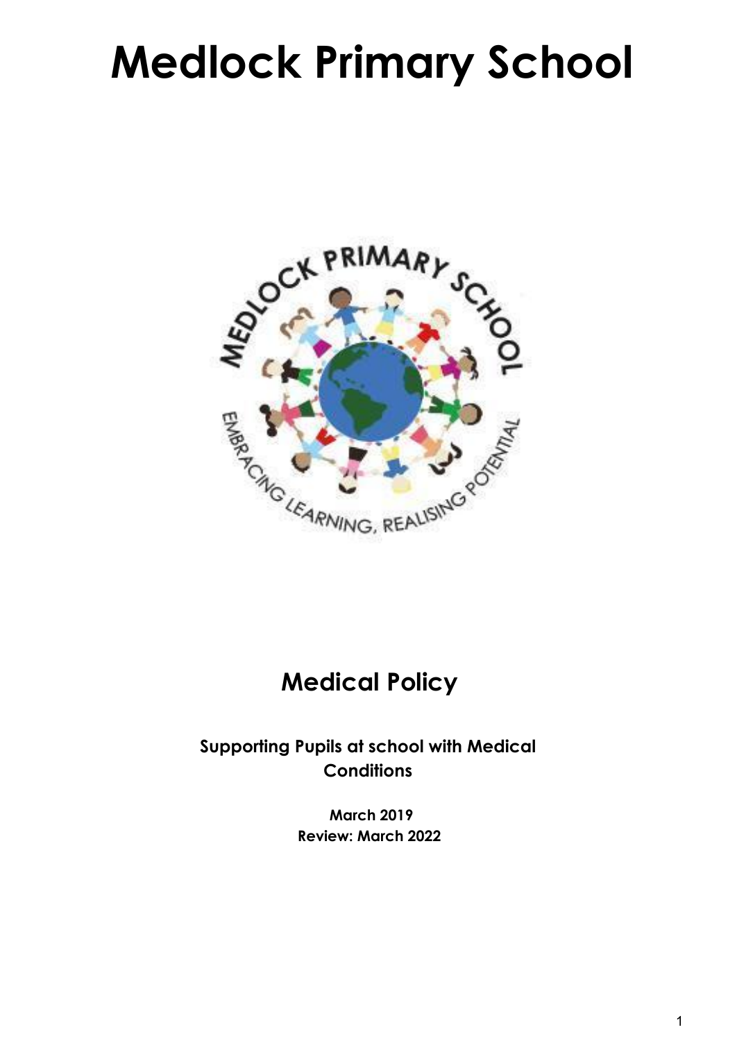# Medlock Primary School

## Medical Policy

**Supporting Pupils at school with Medical Conditions**

**March 2019**
**Review: March 2022**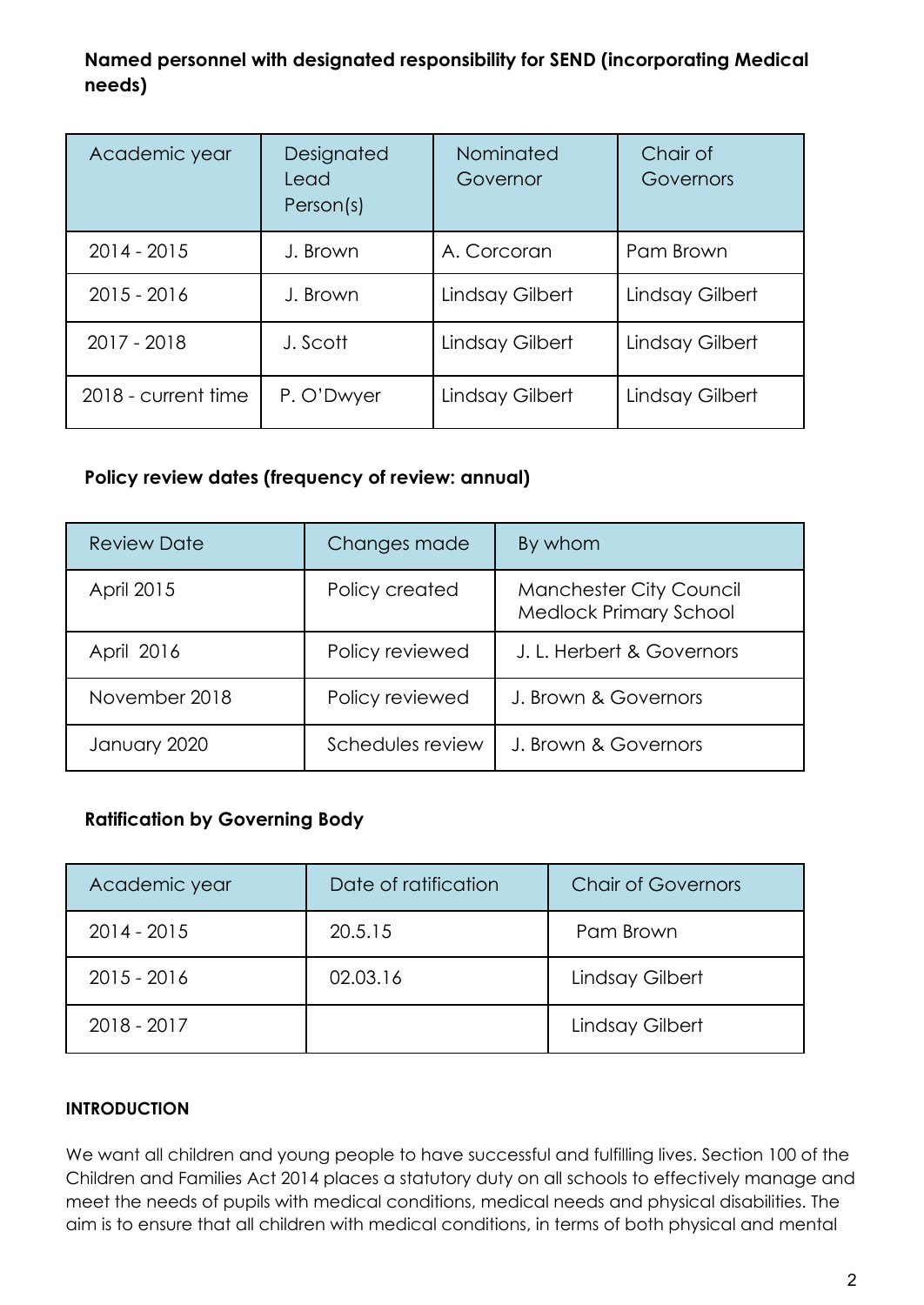**Named personnel with designated responsibility for SEND (incorporating Medical needs)**

| Academic year | Designated Lead Person(s) | Nominated Governor | Chair of Governors |
|---|---|---|---|
| 2014 - 2015 | J. Brown | A. Corcoran | Pam Brown |
| 2015 - 2016 | J. Brown | Lindsay Gilbert | Lindsay Gilbert |
| 2017 - 2018 | J. Scott | Lindsay Gilbert | Lindsay Gilbert |
| 2018 - current time | P. O'Dwyer | Lindsay Gilbert | Lindsay Gilbert |

**Policy review dates (frequency of review: annual)**

| Review Date | Changes made | By whom |
|---|---|---|
| April 2015 | Policy created | Manchester City Council Medlock Primary School |
| April 2016 | Policy reviewed | J. L. Herbert & Governors |
| November 2018 | Policy reviewed | J. Brown & Governors |
| January 2020 | Schedules review | J. Brown & Governors |

**Ratification by Governing Body**

| Academic year | Date of ratification | Chair of Governors |
|---|---|---|
| 2014 - 2015 | 20.5.15 | Pam Brown |
| 2015 - 2016 | 02.03.16 | Lindsay Gilbert |
| 2018 - 2017 | | Lindsay Gilbert |

**INTRODUCTION**

We want all children and young people to have successful and fulfilling lives. Section 100 of the Children and Families Act 2014 places a statutory duty on all schools to effectively manage and meet the needs of pupils with medical conditions, medical needs and physical disabilities. The aim is to ensure that all children with medical conditions, in terms of both physical and mental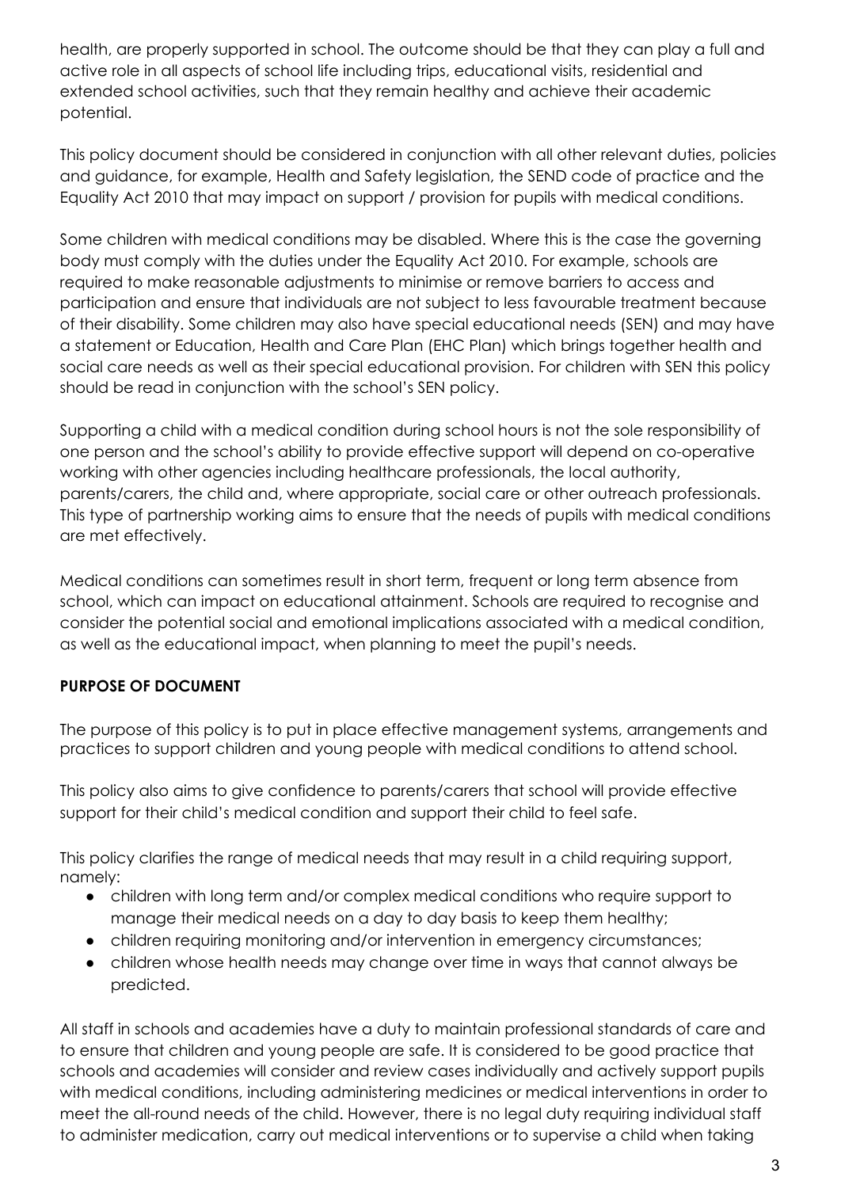health, are properly supported in school. The outcome should be that they can play a full and active role in all aspects of school life including trips, educational visits, residential and extended school activities, such that they remain healthy and achieve their academic potential.

This policy document should be considered in conjunction with all other relevant duties, policies and guidance, for example, Health and Safety legislation, the SEND code of practice and the Equality Act 2010 that may impact on support / provision for pupils with medical conditions.

Some children with medical conditions may be disabled. Where this is the case the governing body must comply with the duties under the Equality Act 2010. For example, schools are required to make reasonable adjustments to minimise or remove barriers to access and participation and ensure that individuals are not subject to less favourable treatment because of their disability. Some children may also have special educational needs (SEN) and may have a statement or Education, Health and Care Plan (EHC Plan) which brings together health and social care needs as well as their special educational provision. For children with SEN this policy should be read in conjunction with the school's SEN policy.

Supporting a child with a medical condition during school hours is not the sole responsibility of one person and the school's ability to provide effective support will depend on co-operative working with other agencies including healthcare professionals, the local authority, parents/carers, the child and, where appropriate, social care or other outreach professionals. This type of partnership working aims to ensure that the needs of pupils with medical conditions are met effectively.

Medical conditions can sometimes result in short term, frequent or long term absence from school, which can impact on educational attainment. Schools are required to recognise and consider the potential social and emotional implications associated with a medical condition, as well as the educational impact, when planning to meet the pupil's needs.

**PURPOSE OF DOCUMENT**

The purpose of this policy is to put in place effective management systems, arrangements and practices to support children and young people with medical conditions to attend school.

This policy also aims to give confidence to parents/carers that school will provide effective support for their child's medical condition and support their child to feel safe.

This policy clarifies the range of medical needs that may result in a child requiring support, namely:

- children with long term and/or complex medical conditions who require support to manage their medical needs on a day to day basis to keep them healthy;
- children requiring monitoring and/or intervention in emergency circumstances;
- children whose health needs may change over time in ways that cannot always be predicted.

All staff in schools and academies have a duty to maintain professional standards of care and to ensure that children and young people are safe. It is considered to be good practice that schools and academies will consider and review cases individually and actively support pupils with medical conditions, including administering medicines or medical interventions in order to meet the all-round needs of the child. However, there is no legal duty requiring individual staff to administer medication, carry out medical interventions or to supervise a child when taking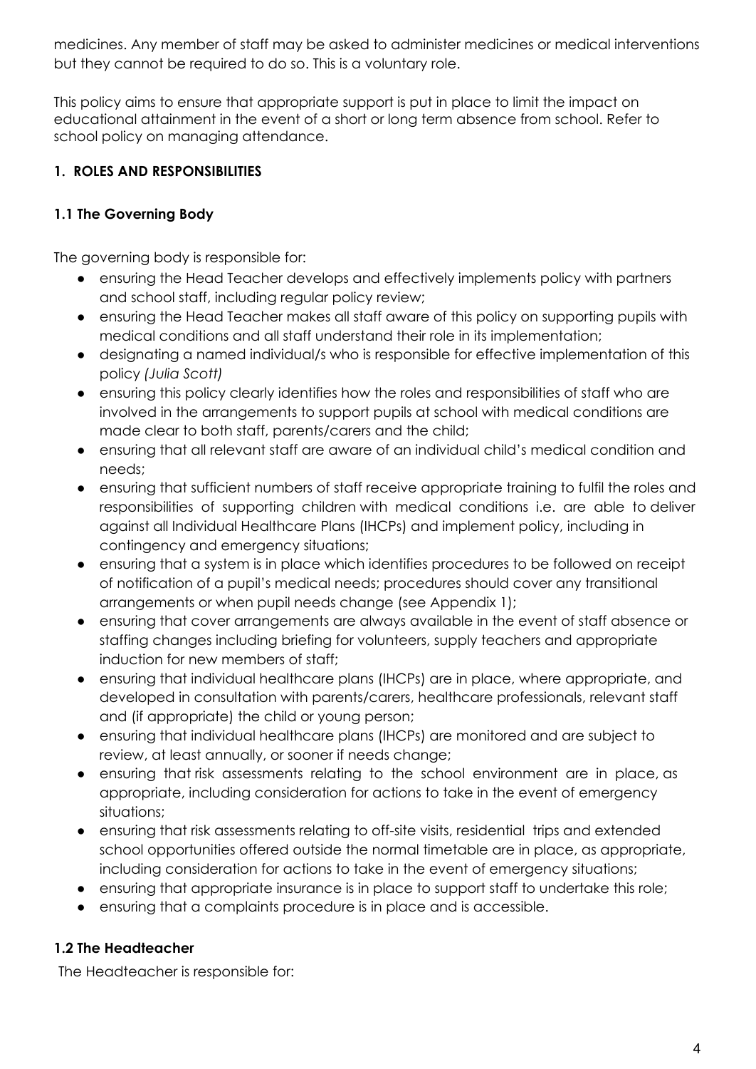medicines. Any member of staff may be asked to administer medicines or medical interventions but they cannot be required to do so. This is a voluntary role.

This policy aims to ensure that appropriate support is put in place to limit the impact on educational attainment in the event of a short or long term absence from school. Refer to school policy on managing attendance.

## 1. ROLES AND RESPONSIBILITIES

### 1.1 The Governing Body

The governing body is responsible for:

- ensuring the Head Teacher develops and effectively implements policy with partners and school staff, including regular policy review;
- ensuring the Head Teacher makes all staff aware of this policy on supporting pupils with medical conditions and all staff understand their role in its implementation;
- designating a named individual/s who is responsible for effective implementation of this policy *(Julia Scott)*
- ensuring this policy clearly identifies how the roles and responsibilities of staff who are involved in the arrangements to support pupils at school with medical conditions are made clear to both staff, parents/carers and the child;
- ensuring that all relevant staff are aware of an individual child's medical condition and needs;
- ensuring that sufficient numbers of staff receive appropriate training to fulfil the roles and responsibilities of supporting children with medical conditions i.e. are able to deliver against all Individual Healthcare Plans (IHCPs) and implement policy, including in contingency and emergency situations;
- ensuring that a system is in place which identifies procedures to be followed on receipt of notification of a pupil's medical needs; procedures should cover any transitional arrangements or when pupil needs change (see Appendix 1);
- ensuring that cover arrangements are always available in the event of staff absence or staffing changes including briefing for volunteers, supply teachers and appropriate induction for new members of staff;
- ensuring that individual healthcare plans (IHCPs) are in place, where appropriate, and developed in consultation with parents/carers, healthcare professionals, relevant staff and (if appropriate) the child or young person;
- ensuring that individual healthcare plans (IHCPs) are monitored and are subject to review, at least annually, or sooner if needs change;
- ensuring that risk assessments relating to the school environment are in place, as appropriate, including consideration for actions to take in the event of emergency situations;
- ensuring that risk assessments relating to off-site visits, residential trips and extended school opportunities offered outside the normal timetable are in place, as appropriate, including consideration for actions to take in the event of emergency situations;
- ensuring that appropriate insurance is in place to support staff to undertake this role;
- ensuring that a complaints procedure is in place and is accessible.

### 1.2 The Headteacher

The Headteacher is responsible for: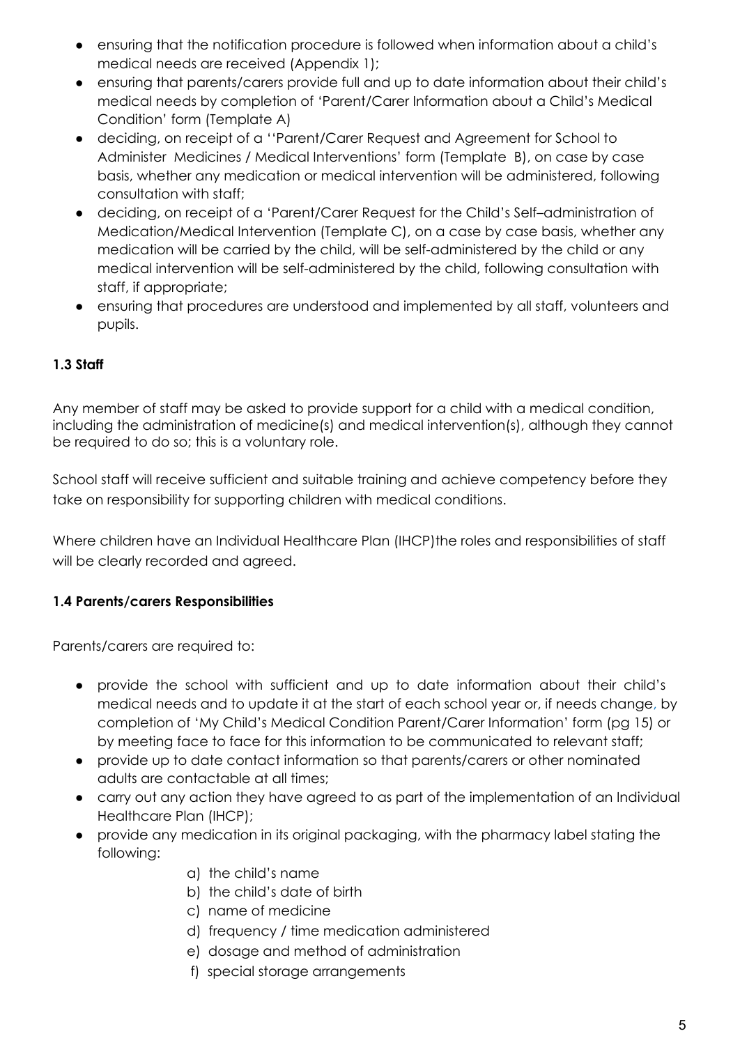- ensuring that the notification procedure is followed when information about a child's medical needs are received (Appendix 1);
- ensuring that parents/carers provide full and up to date information about their child's medical needs by completion of 'Parent/Carer Information about a Child's Medical Condition' form (Template A)
- deciding, on receipt of a ''Parent/Carer Request and Agreement for School to Administer Medicines / Medical Interventions' form (Template B), on case by case basis, whether any medication or medical intervention will be administered, following consultation with staff;
- deciding, on receipt of a 'Parent/Carer Request for the Child's Self–administration of Medication/Medical Intervention (Template C), on a case by case basis, whether any medication will be carried by the child, will be self-administered by the child or any medical intervention will be self-administered by the child, following consultation with staff, if appropriate;
- ensuring that procedures are understood and implemented by all staff, volunteers and pupils.

### 1.3 Staff

Any member of staff may be asked to provide support for a child with a medical condition, including the administration of medicine(s) and medical intervention(s), although they cannot be required to do so; this is a voluntary role.

School staff will receive sufficient and suitable training and achieve competency before they take on responsibility for supporting children with medical conditions.

Where children have an Individual Healthcare Plan (IHCP)the roles and responsibilities of staff will be clearly recorded and agreed.

### 1.4 Parents/carers Responsibilities

Parents/carers are required to:

- provide the school with sufficient and up to date information about their child's medical needs and to update it at the start of each school year or, if needs change, by completion of 'My Child's Medical Condition Parent/Carer Information' form (pg 15) or by meeting face to face for this information to be communicated to relevant staff;
- provide up to date contact information so that parents/carers or other nominated adults are contactable at all times;
- carry out any action they have agreed to as part of the implementation of an Individual Healthcare Plan (IHCP);
- provide any medication in its original packaging, with the pharmacy label stating the following:
    - a) the child's name
    - b) the child's date of birth
    - c) name of medicine
    - d) frequency / time medication administered
    - e) dosage and method of administration
    - f) special storage arrangements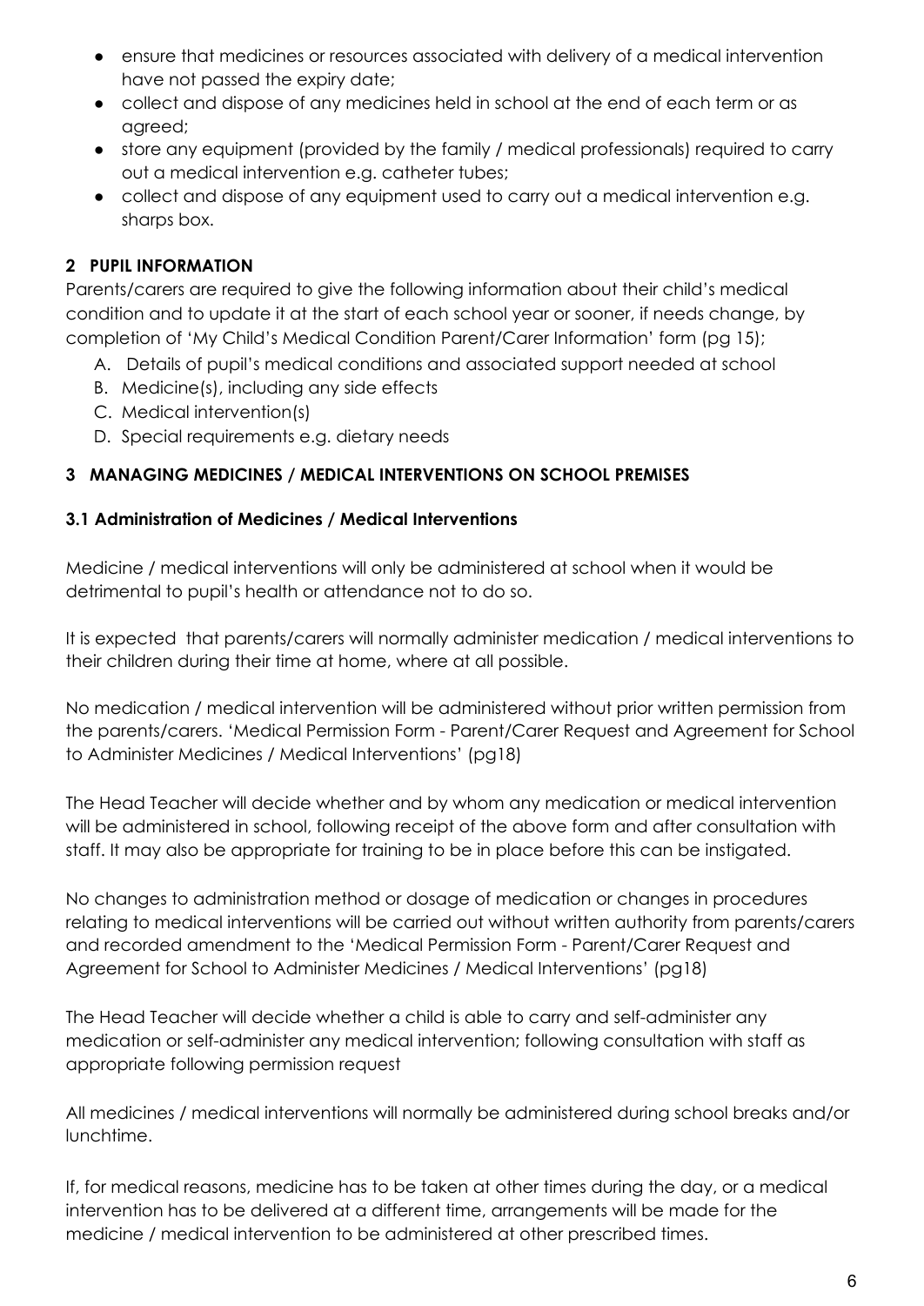- ensure that medicines or resources associated with delivery of a medical intervention have not passed the expiry date;
- collect and dispose of any medicines held in school at the end of each term or as agreed;
- store any equipment (provided by the family / medical professionals) required to carry out a medical intervention e.g. catheter tubes;
- collect and dispose of any equipment used to carry out a medical intervention e.g. sharps box.

## 2 PUPIL INFORMATION

Parents/carers are required to give the following information about their child's medical condition and to update it at the start of each school year or sooner, if needs change, by completion of 'My Child's Medical Condition Parent/Carer Information' form (pg 15);

A. Details of pupil's medical conditions and associated support needed at school
B. Medicine(s), including any side effects
C. Medical intervention(s)
D. Special requirements e.g. dietary needs

## 3 MANAGING MEDICINES / MEDICAL INTERVENTIONS ON SCHOOL PREMISES

### 3.1 Administration of Medicines / Medical Interventions

Medicine / medical interventions will only be administered at school when it would be detrimental to pupil's health or attendance not to do so.

It is expected that parents/carers will normally administer medication / medical interventions to their children during their time at home, where at all possible.

No medication / medical intervention will be administered without prior written permission from the parents/carers. 'Medical Permission Form - Parent/Carer Request and Agreement for School to Administer Medicines / Medical Interventions' (pg18)

The Head Teacher will decide whether and by whom any medication or medical intervention will be administered in school, following receipt of the above form and after consultation with staff. It may also be appropriate for training to be in place before this can be instigated.

No changes to administration method or dosage of medication or changes in procedures relating to medical interventions will be carried out without written authority from parents/carers and recorded amendment to the 'Medical Permission Form - Parent/Carer Request and Agreement for School to Administer Medicines / Medical Interventions' (pg18)

The Head Teacher will decide whether a child is able to carry and self-administer any medication or self-administer any medical intervention; following consultation with staff as appropriate following permission request

All medicines / medical interventions will normally be administered during school breaks and/or lunchtime.

If, for medical reasons, medicine has to be taken at other times during the day, or a medical intervention has to be delivered at a different time, arrangements will be made for the medicine / medical intervention to be administered at other prescribed times.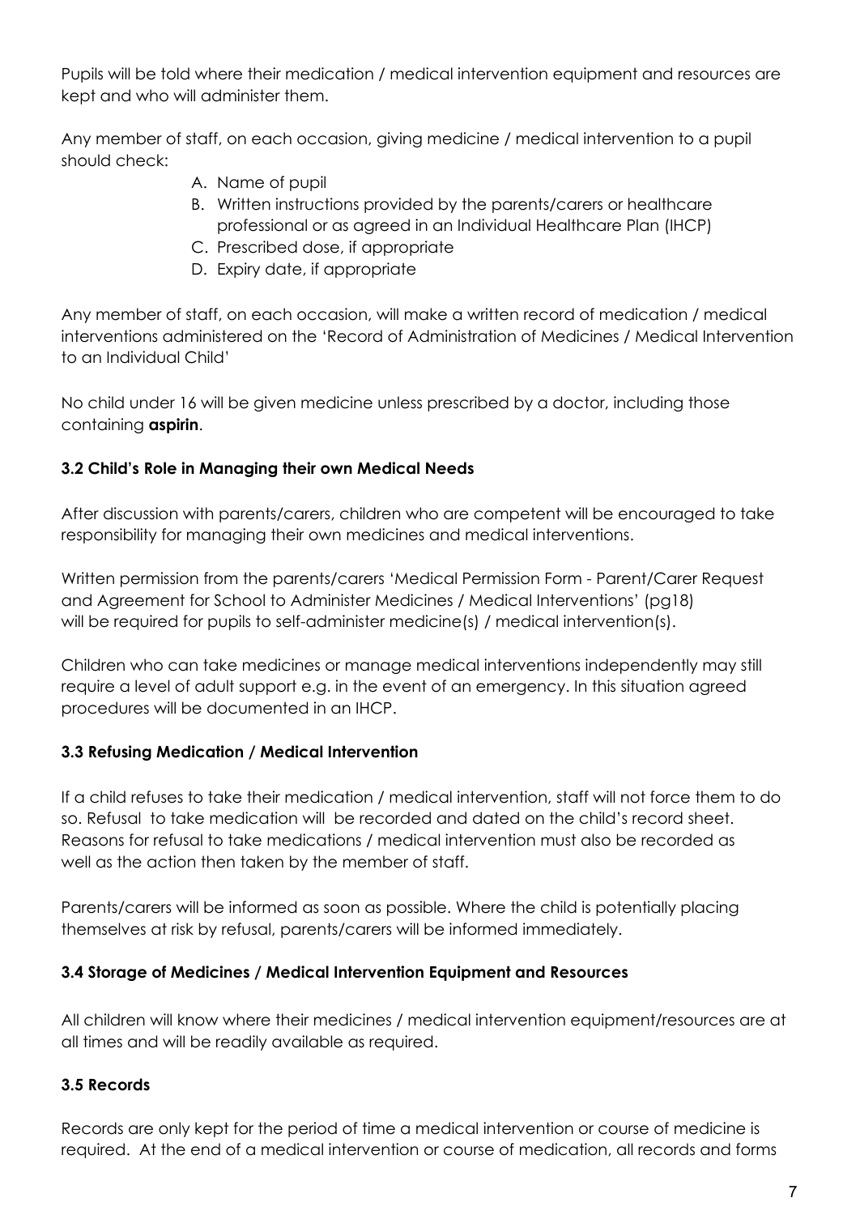Pupils will be told where their medication / medical intervention equipment and resources are kept and who will administer them.

Any member of staff, on each occasion, giving medicine / medical intervention to a pupil should check:

A. Name of pupil
B. Written instructions provided by the parents/carers or healthcare professional or as agreed in an Individual Healthcare Plan (IHCP)
C. Prescribed dose, if appropriate
D. Expiry date, if appropriate

Any member of staff, on each occasion, will make a written record of medication / medical interventions administered on the 'Record of Administration of Medicines / Medical Intervention to an Individual Child'

No child under 16 will be given medicine unless prescribed by a doctor, including those containing **aspirin**.

### 3.2 Child's Role in Managing their own Medical Needs

After discussion with parents/carers, children who are competent will be encouraged to take responsibility for managing their own medicines and medical interventions.

Written permission from the parents/carers 'Medical Permission Form - Parent/Carer Request and Agreement for School to Administer Medicines / Medical Interventions' (pg18) will be required for pupils to self-administer medicine(s) / medical intervention(s).

Children who can take medicines or manage medical interventions independently may still require a level of adult support e.g. in the event of an emergency. In this situation agreed procedures will be documented in an IHCP.

### 3.3 Refusing Medication / Medical Intervention

If a child refuses to take their medication / medical intervention, staff will not force them to do so. Refusal to take medication will be recorded and dated on the child's record sheet. Reasons for refusal to take medications / medical intervention must also be recorded as well as the action then taken by the member of staff.

Parents/carers will be informed as soon as possible. Where the child is potentially placing themselves at risk by refusal, parents/carers will be informed immediately.

### 3.4 Storage of Medicines / Medical Intervention Equipment and Resources

All children will know where their medicines / medical intervention equipment/resources are at all times and will be readily available as required.

### 3.5 Records

Records are only kept for the period of time a medical intervention or course of medicine is required. At the end of a medical intervention or course of medication, all records and forms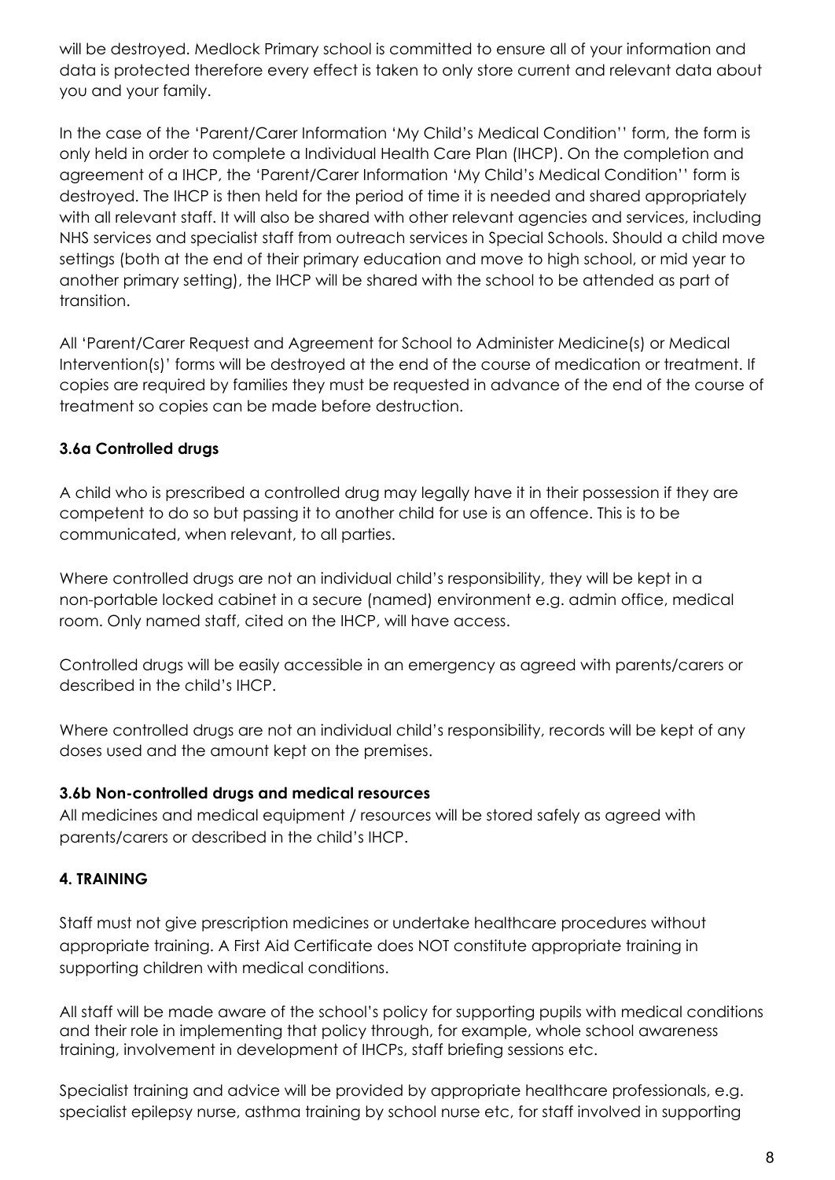will be destroyed. Medlock Primary school is committed to ensure all of your information and data is protected therefore every effect is taken to only store current and relevant data about you and your family.

In the case of the 'Parent/Carer Information 'My Child's Medical Condition'' form, the form is only held in order to complete a Individual Health Care Plan (IHCP). On the completion and agreement of a IHCP, the 'Parent/Carer Information 'My Child's Medical Condition'' form is destroyed. The IHCP is then held for the period of time it is needed and shared appropriately with all relevant staff. It will also be shared with other relevant agencies and services, including NHS services and specialist staff from outreach services in Special Schools. Should a child move settings (both at the end of their primary education and move to high school, or mid year to another primary setting), the IHCP will be shared with the school to be attended as part of transition.

All 'Parent/Carer Request and Agreement for School to Administer Medicine(s) or Medical Intervention(s)' forms will be destroyed at the end of the course of medication or treatment. If copies are required by families they must be requested in advance of the end of the course of treatment so copies can be made before destruction.

**3.6a Controlled drugs**

A child who is prescribed a controlled drug may legally have it in their possession if they are competent to do so but passing it to another child for use is an offence. This is to be communicated, when relevant, to all parties.

Where controlled drugs are not an individual child's responsibility, they will be kept in a non-portable locked cabinet in a secure (named) environment e.g. admin office, medical room. Only named staff, cited on the IHCP, will have access.

Controlled drugs will be easily accessible in an emergency as agreed with parents/carers or described in the child's IHCP.

Where controlled drugs are not an individual child's responsibility, records will be kept of any doses used and the amount kept on the premises.

**3.6b Non-controlled drugs and medical resources**

All medicines and medical equipment / resources will be stored safely as agreed with parents/carers or described in the child's IHCP.

**4. TRAINING**

Staff must not give prescription medicines or undertake healthcare procedures without appropriate training. A First Aid Certificate does NOT constitute appropriate training in supporting children with medical conditions.

All staff will be made aware of the school's policy for supporting pupils with medical conditions and their role in implementing that policy through, for example, whole school awareness training, involvement in development of IHCPs, staff briefing sessions etc.

Specialist training and advice will be provided by appropriate healthcare professionals, e.g. specialist epilepsy nurse, asthma training by school nurse etc, for staff involved in supporting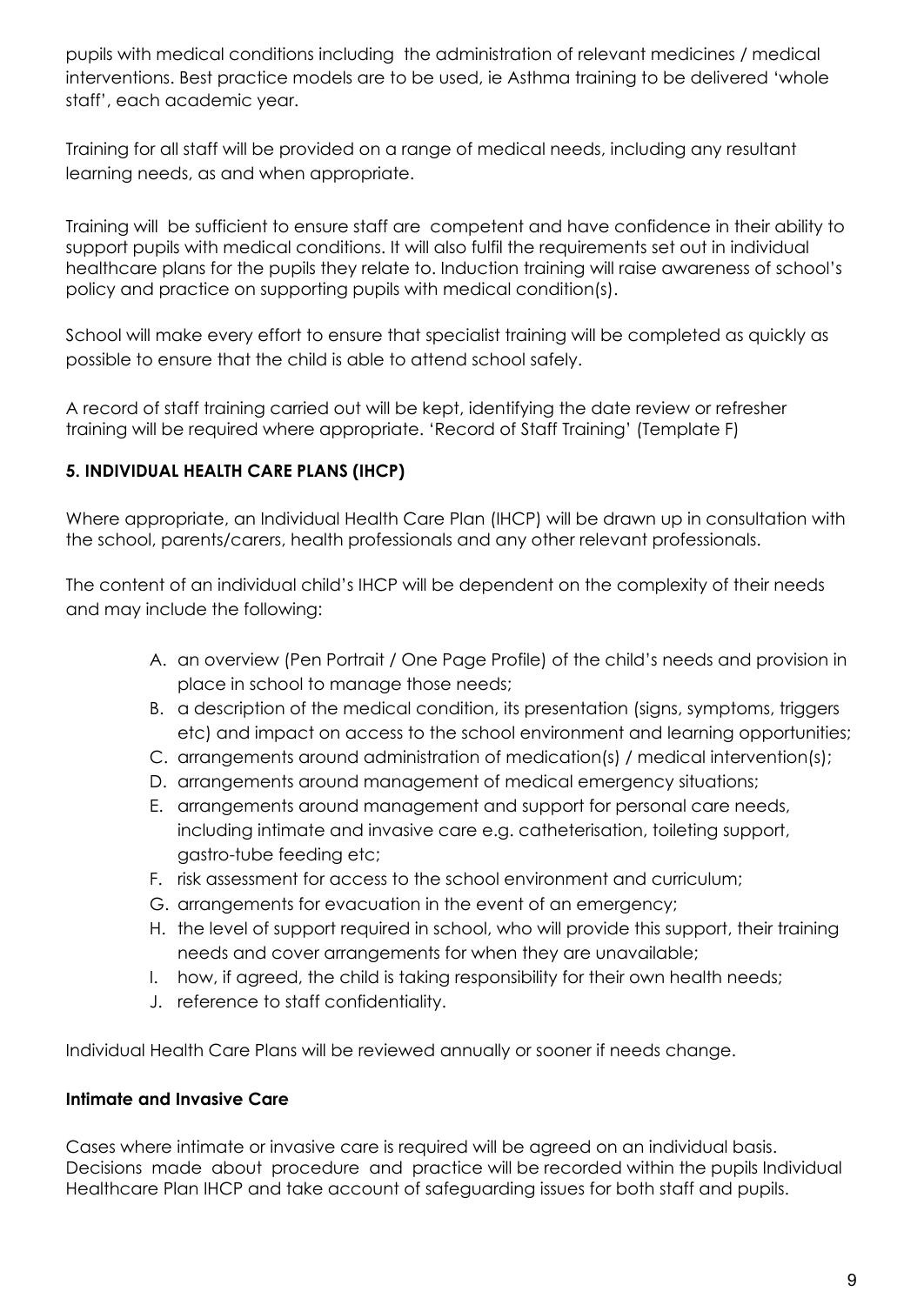pupils with medical conditions including the administration of relevant medicines / medical interventions. Best practice models are to be used, ie Asthma training to be delivered 'whole staff', each academic year.

Training for all staff will be provided on a range of medical needs, including any resultant learning needs, as and when appropriate.

Training will be sufficient to ensure staff are competent and have confidence in their ability to support pupils with medical conditions. It will also fulfil the requirements set out in individual healthcare plans for the pupils they relate to. Induction training will raise awareness of school's policy and practice on supporting pupils with medical condition(s).

School will make every effort to ensure that specialist training will be completed as quickly as possible to ensure that the child is able to attend school safely.

A record of staff training carried out will be kept, identifying the date review or refresher training will be required where appropriate. 'Record of Staff Training' (Template F)

### 5. INDIVIDUAL HEALTH CARE PLANS (IHCP)

Where appropriate, an Individual Health Care Plan (IHCP) will be drawn up in consultation with the school, parents/carers, health professionals and any other relevant professionals.

The content of an individual child's IHCP will be dependent on the complexity of their needs and may include the following:

A. an overview (Pen Portrait / One Page Profile) of the child's needs and provision in place in school to manage those needs;
B. a description of the medical condition, its presentation (signs, symptoms, triggers etc) and impact on access to the school environment and learning opportunities;
C. arrangements around administration of medication(s) / medical intervention(s);
D. arrangements around management of medical emergency situations;
E. arrangements around management and support for personal care needs, including intimate and invasive care e.g. catheterisation, toileting support, gastro-tube feeding etc;
F. risk assessment for access to the school environment and curriculum;
G. arrangements for evacuation in the event of an emergency;
H. the level of support required in school, who will provide this support, their training needs and cover arrangements for when they are unavailable;
I. how, if agreed, the child is taking responsibility for their own health needs;
J. reference to staff confidentiality.

Individual Health Care Plans will be reviewed annually or sooner if needs change.

**Intimate and Invasive Care**

Cases where intimate or invasive care is required will be agreed on an individual basis. Decisions made about procedure and practice will be recorded within the pupils Individual Healthcare Plan IHCP and take account of safeguarding issues for both staff and pupils.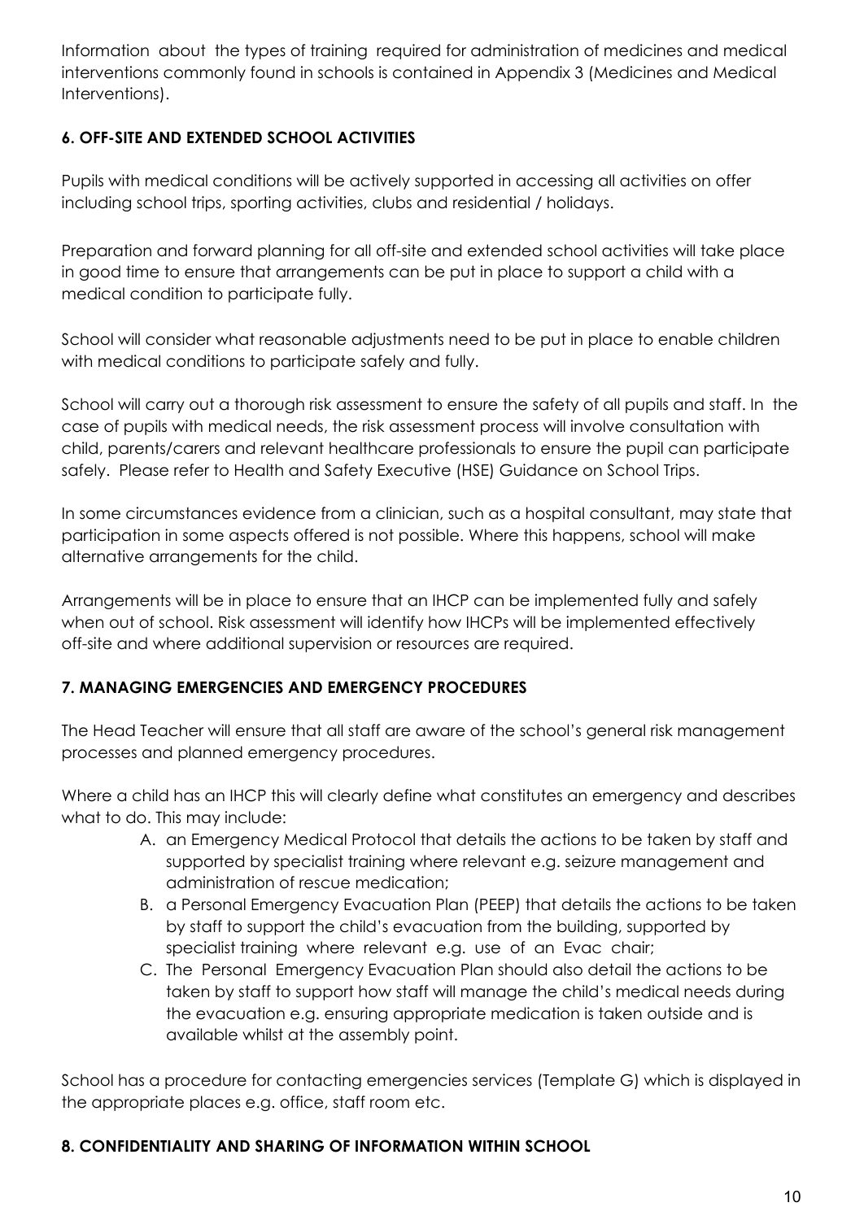Information about the types of training required for administration of medicines and medical interventions commonly found in schools is contained in Appendix 3 (Medicines and Medical Interventions).

### 6. OFF-SITE AND EXTENDED SCHOOL ACTIVITIES

Pupils with medical conditions will be actively supported in accessing all activities on offer including school trips, sporting activities, clubs and residential / holidays.

Preparation and forward planning for all off-site and extended school activities will take place in good time to ensure that arrangements can be put in place to support a child with a medical condition to participate fully.

School will consider what reasonable adjustments need to be put in place to enable children with medical conditions to participate safely and fully.

School will carry out a thorough risk assessment to ensure the safety of all pupils and staff. In the case of pupils with medical needs, the risk assessment process will involve consultation with child, parents/carers and relevant healthcare professionals to ensure the pupil can participate safely. Please refer to Health and Safety Executive (HSE) Guidance on School Trips.

In some circumstances evidence from a clinician, such as a hospital consultant, may state that participation in some aspects offered is not possible. Where this happens, school will make alternative arrangements for the child.

Arrangements will be in place to ensure that an IHCP can be implemented fully and safely when out of school. Risk assessment will identify how IHCPs will be implemented effectively off-site and where additional supervision or resources are required.

### 7. MANAGING EMERGENCIES AND EMERGENCY PROCEDURES

The Head Teacher will ensure that all staff are aware of the school's general risk management processes and planned emergency procedures.

Where a child has an IHCP this will clearly define what constitutes an emergency and describes what to do. This may include:

A. an Emergency Medical Protocol that details the actions to be taken by staff and supported by specialist training where relevant e.g. seizure management and administration of rescue medication;
B. a Personal Emergency Evacuation Plan (PEEP) that details the actions to be taken by staff to support the child's evacuation from the building, supported by specialist training where relevant e.g. use of an Evac chair;
C. The Personal Emergency Evacuation Plan should also detail the actions to be taken by staff to support how staff will manage the child's medical needs during the evacuation e.g. ensuring appropriate medication is taken outside and is available whilst at the assembly point.

School has a procedure for contacting emergencies services (Template G) which is displayed in the appropriate places e.g. office, staff room etc.

### 8. CONFIDENTIALITY AND SHARING OF INFORMATION WITHIN SCHOOL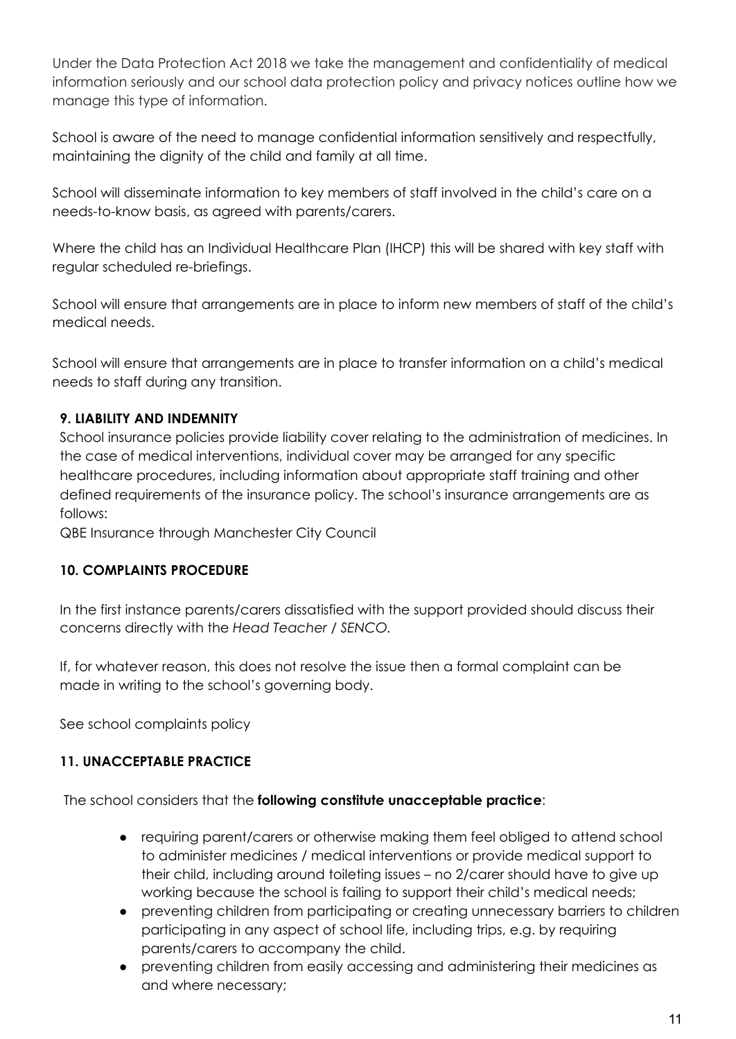Under the Data Protection Act 2018 we take the management and confidentiality of medical information seriously and our school data protection policy and privacy notices outline how we manage this type of information.

School is aware of the need to manage confidential information sensitively and respectfully, maintaining the dignity of the child and family at all time.

School will disseminate information to key members of staff involved in the child's care on a needs-to-know basis, as agreed with parents/carers.

Where the child has an Individual Healthcare Plan (IHCP) this will be shared with key staff with regular scheduled re-briefings.

School will ensure that arrangements are in place to inform new members of staff of the child's medical needs.

School will ensure that arrangements are in place to transfer information on a child's medical needs to staff during any transition.

### 9. LIABILITY AND INDEMNITY

School insurance policies provide liability cover relating to the administration of medicines. In the case of medical interventions, individual cover may be arranged for any specific healthcare procedures, including information about appropriate staff training and other defined requirements of the insurance policy. The school's insurance arrangements are as follows:
QBE Insurance through Manchester City Council

### 10. COMPLAINTS PROCEDURE

In the first instance parents/carers dissatisfied with the support provided should discuss their concerns directly with the *Head Teacher / SENCO.*

If, for whatever reason, this does not resolve the issue then a formal complaint can be made in writing to the school's governing body.

See school complaints policy

### 11. UNACCEPTABLE PRACTICE

The school considers that the **following constitute unacceptable practice**:

- requiring parent/carers or otherwise making them feel obliged to attend school to administer medicines / medical interventions or provide medical support to their child, including around toileting issues – no 2/carer should have to give up working because the school is failing to support their child's medical needs;
- preventing children from participating or creating unnecessary barriers to children participating in any aspect of school life, including trips, e.g. by requiring parents/carers to accompany the child.
- preventing children from easily accessing and administering their medicines as and where necessary;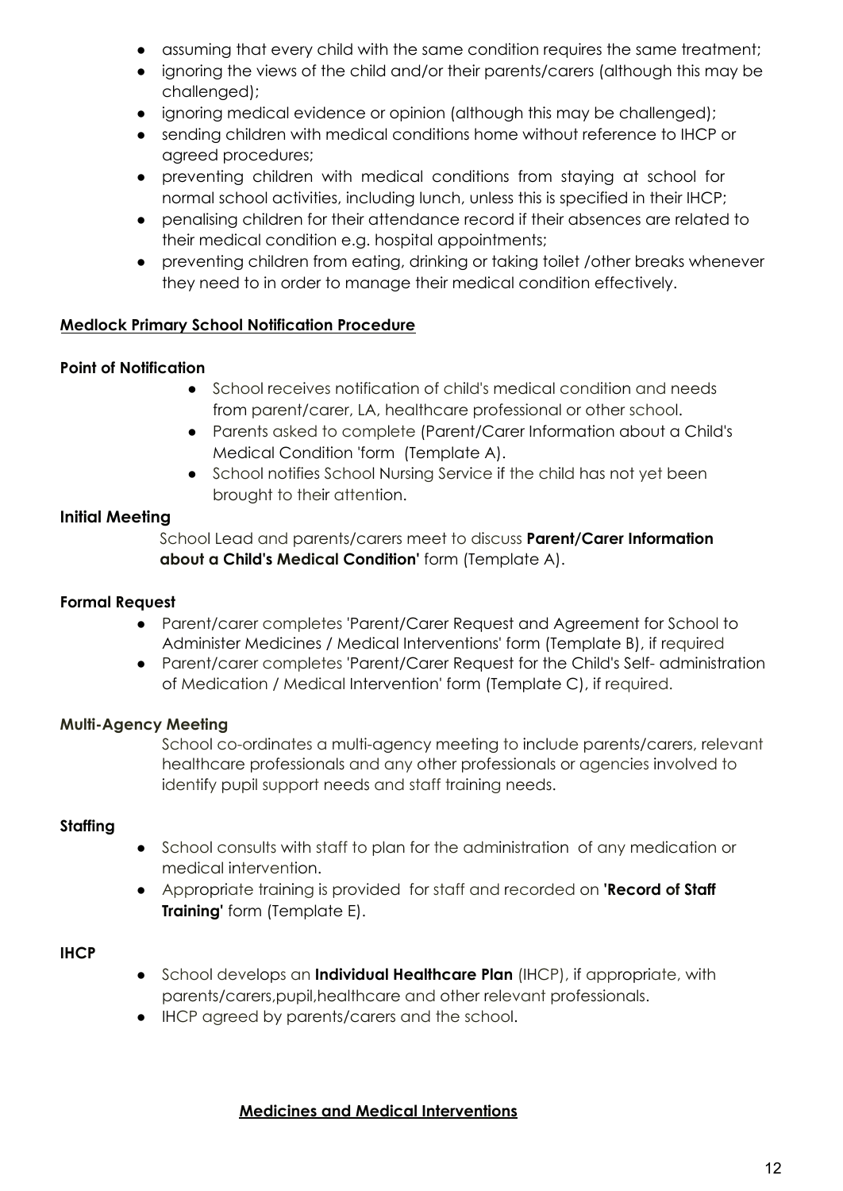- assuming that every child with the same condition requires the same treatment;
- ignoring the views of the child and/or their parents/carers (although this may be challenged);
- ignoring medical evidence or opinion (although this may be challenged);
- sending children with medical conditions home without reference to IHCP or agreed procedures;
- preventing children with medical conditions from staying at school for normal school activities, including lunch, unless this is specified in their IHCP;
- penalising children for their attendance record if their absences are related to their medical condition e.g. hospital appointments;
- preventing children from eating, drinking or taking toilet /other breaks whenever they need to in order to manage their medical condition effectively.

## Medlock Primary School Notification Procedure

**Point of Notification**

- School receives notification of child's medical condition and needs from parent/carer, LA, healthcare professional or other school.
- Parents asked to complete (Parent/Carer Information about a Child's Medical Condition 'form (Template A).
- School notifies School Nursing Service if the child has not yet been brought to their attention.

**Initial Meeting**

School Lead and parents/carers meet to discuss **Parent/Carer Information about a Child's Medical Condition'** form (Template A).

**Formal Request**

- Parent/carer completes 'Parent/Carer Request and Agreement for School to Administer Medicines / Medical Interventions' form (Template B), if required
- Parent/carer completes 'Parent/Carer Request for the Child's Self- administration of Medication / Medical Intervention' form (Template C), if required.

**Multi-Agency Meeting**

School co-ordinates a multi-agency meeting to include parents/carers, relevant healthcare professionals and any other professionals or agencies involved to identify pupil support needs and staff training needs.

**Staffing**

- School consults with staff to plan for the administration of any medication or medical intervention.
- Appropriate training is provided for staff and recorded on **'Record of Staff Training'** form (Template E).

**IHCP**

- School develops an **Individual Healthcare Plan** (IHCP), if appropriate, with parents/carers,pupil,healthcare and other relevant professionals.
- IHCP agreed by parents/carers and the school.

## Medicines and Medical Interventions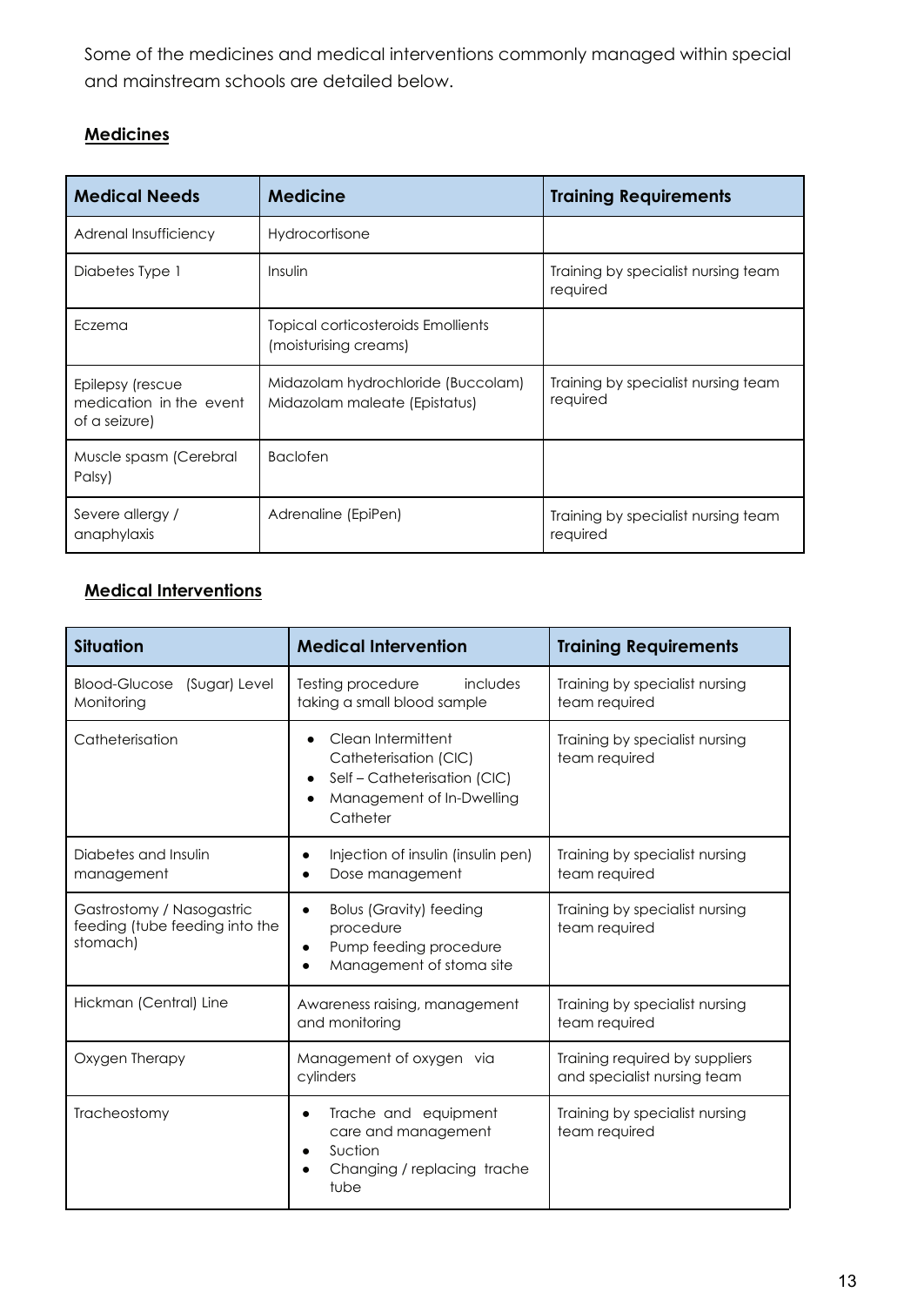Some of the medicines and medical interventions commonly managed within special and mainstream schools are detailed below.

**Medicines**

| Medical Needs | Medicine | Training Requirements |
| --- | --- | --- |
| Adrenal Insufficiency | Hydrocortisone | |
| Diabetes Type 1 | Insulin | Training by specialist nursing team required |
| Eczema | Topical corticosteroids Emollients (moisturising creams) | |
| Epilepsy (rescue medication in the event of a seizure) | Midazolam hydrochloride (Buccolam) Midazolam maleate (Epistatus) | Training by specialist nursing team required |
| Muscle spasm (Cerebral Palsy) | Baclofen | |
| Severe allergy / anaphylaxis | Adrenaline (EpiPen) | Training by specialist nursing team required |

**Medical Interventions**

| Situation | Medical Intervention | Training Requirements |
| --- | --- | --- |
| Blood-Glucose (Sugar) Level Monitoring | Testing procedure includes taking a small blood sample | Training by specialist nursing team required |
| Catheterisation | • Clean Intermittent Catheterisation (CIC)<br>• Self – Catheterisation (CIC)<br>• Management of In-Dwelling Catheter | Training by specialist nursing team required |
| Diabetes and Insulin management | • Injection of insulin (insulin pen)<br>• Dose management | Training by specialist nursing team required |
| Gastrostomy / Nasogastric feeding (tube feeding into the stomach) | • Bolus (Gravity) feeding procedure<br>• Pump feeding procedure<br>• Management of stoma site | Training by specialist nursing team required |
| Hickman (Central) Line | Awareness raising, management and monitoring | Training by specialist nursing team required |
| Oxygen Therapy | Management of oxygen via cylinders | Training required by suppliers and specialist nursing team |
| Tracheostomy | • Trache and equipment care and management<br>• Suction<br>• Changing / replacing trache tube | Training by specialist nursing team required |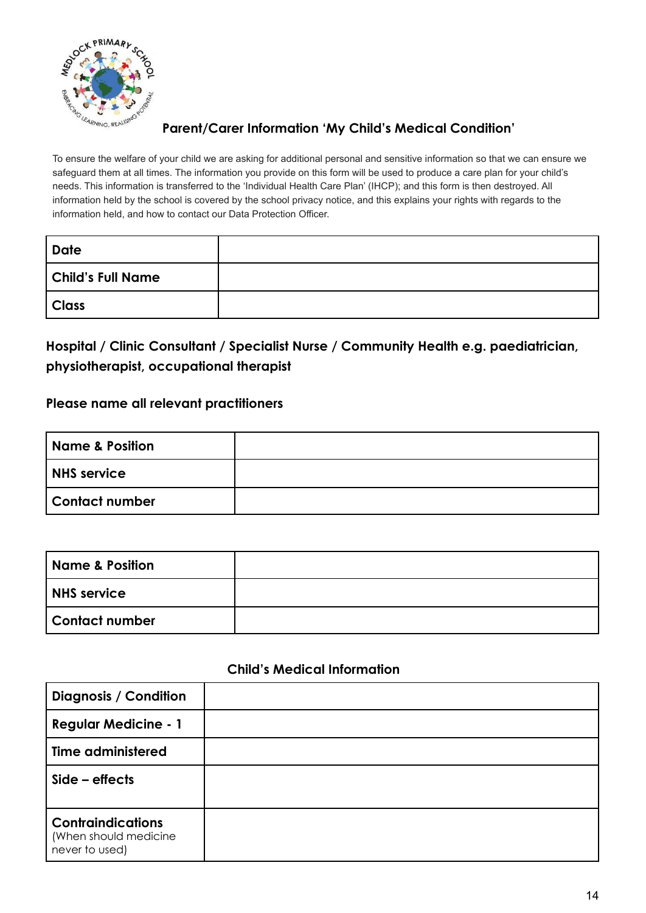## Parent/Carer Information 'My Child's Medical Condition'

To ensure the welfare of your child we are asking for additional personal and sensitive information so that we can ensure we safeguard them at all times. The information you provide on this form will be used to produce a care plan for your child's needs. This information is transferred to the 'Individual Health Care Plan' (IHCP); and this form is then destroyed. All information held by the school is covered by the school privacy notice, and this explains your rights with regards to the information held, and how to contact our Data Protection Officer.

| | |
|---|---|
| **Date** | |
| **Child's Full Name** | |
| **Class** | |

**Hospital / Clinic Consultant / Specialist Nurse / Community Health e.g. paediatrician, physiotherapist, occupational therapist**

**Please name all relevant practitioners**

| | |
|---|---|
| **Name & Position** | |
| **NHS service** | |
| **Contact number** | |

| | |
|---|---|
| **Name & Position** | |
| **NHS service** | |
| **Contact number** | |

### Child's Medical Information

| | |
|---|---|
| **Diagnosis / Condition** | |
| **Regular Medicine - 1** | |
| **Time administered** | |
| **Side – effects** | |
| **Contraindications** (When should medicine never to used) | |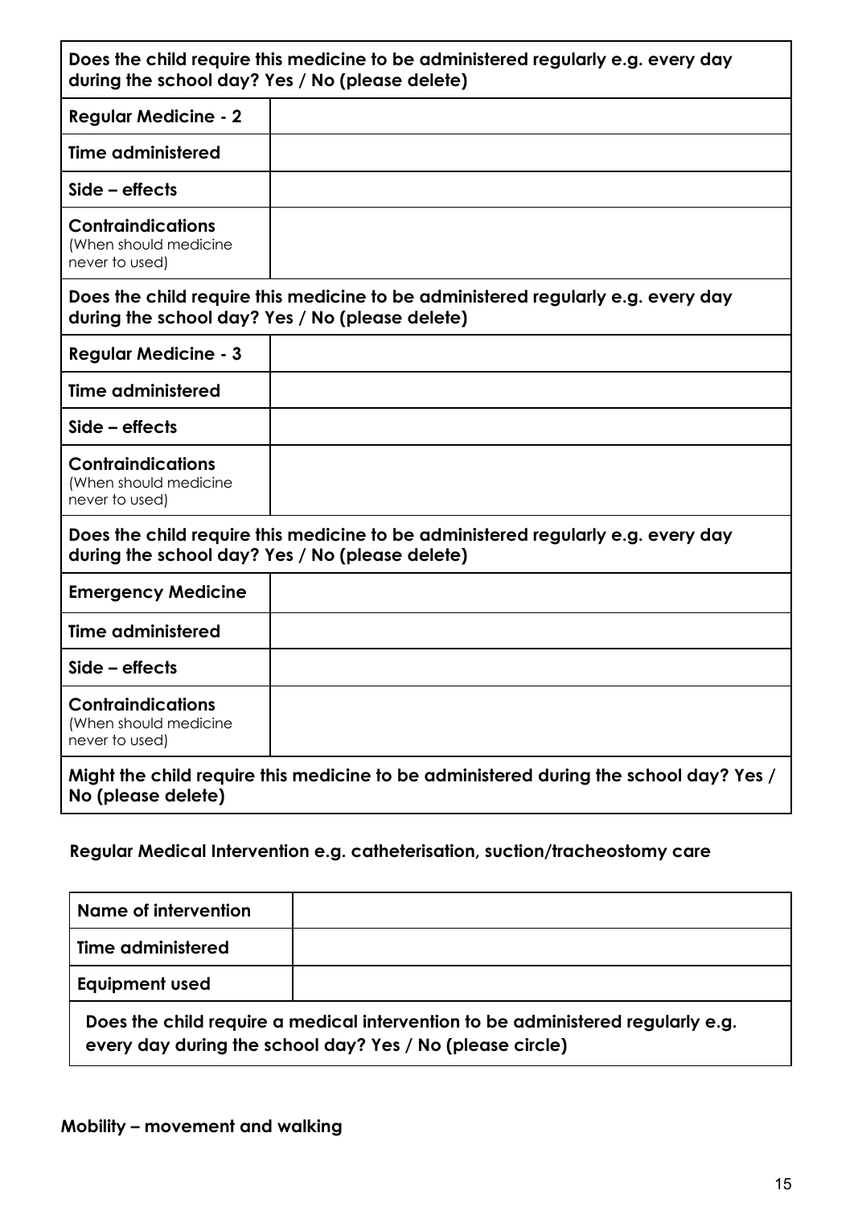| Does the child require this medicine to be administered regularly e.g. every day during the school day? Yes / No (please delete) | |
|---|---|
| **Regular Medicine - 2** | |
| **Time administered** | |
| **Side – effects** | |
| **Contraindications** (When should medicine never to used) | |
| **Does the child require this medicine to be administered regularly e.g. every day during the school day? Yes / No (please delete)** | |
| **Regular Medicine - 3** | |
| **Time administered** | |
| **Side – effects** | |
| **Contraindications** (When should medicine never to used) | |
| **Does the child require this medicine to be administered regularly e.g. every day during the school day? Yes / No (please delete)** | |
| **Emergency Medicine** | |
| **Time administered** | |
| **Side – effects** | |
| **Contraindications** (When should medicine never to used) | |
| **Might the child require this medicine to be administered during the school day? Yes / No (please delete)** | |

**Regular Medical Intervention e.g. catheterisation, suction/tracheostomy care**

| Name of intervention | |
|---|---|
| **Time administered** | |
| **Equipment used** | |
| **Does the child require a medical intervention to be administered regularly e.g. every day during the school day? Yes / No (please circle)** | |

**Mobility – movement and walking**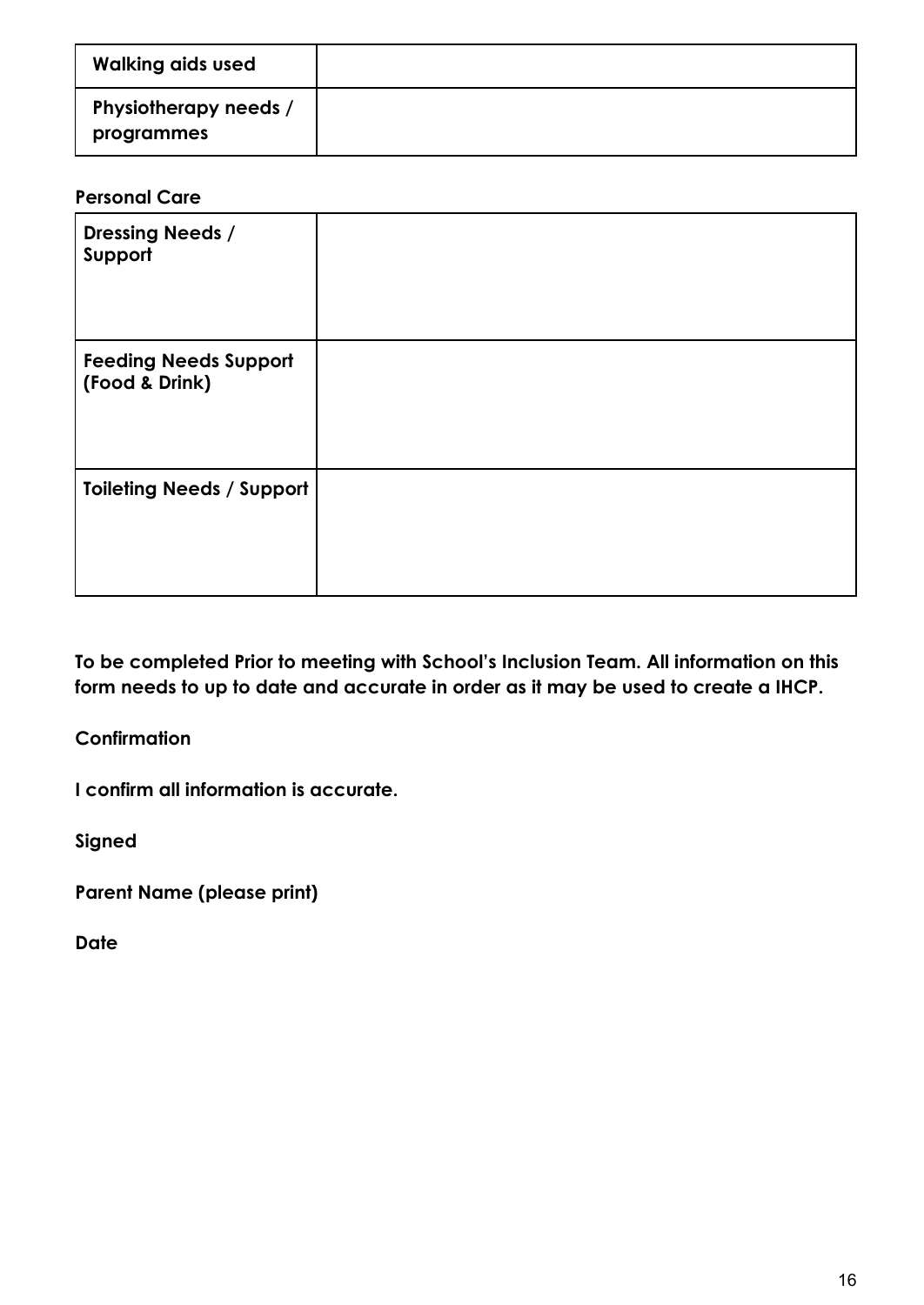| Walking aids used | |
|---|---|
| Physiotherapy needs / programmes | |

**Personal Care**

| Dressing Needs / Support | |
|---|---|
| Feeding Needs Support (Food & Drink) | |
| Toileting Needs / Support | |

**To be completed Prior to meeting with School's Inclusion Team. All information on this form needs to up to date and accurate in order as it may be used to create a IHCP.**

**Confirmation**

**I confirm all information is accurate.**

**Signed**

**Parent Name (please print)**

**Date**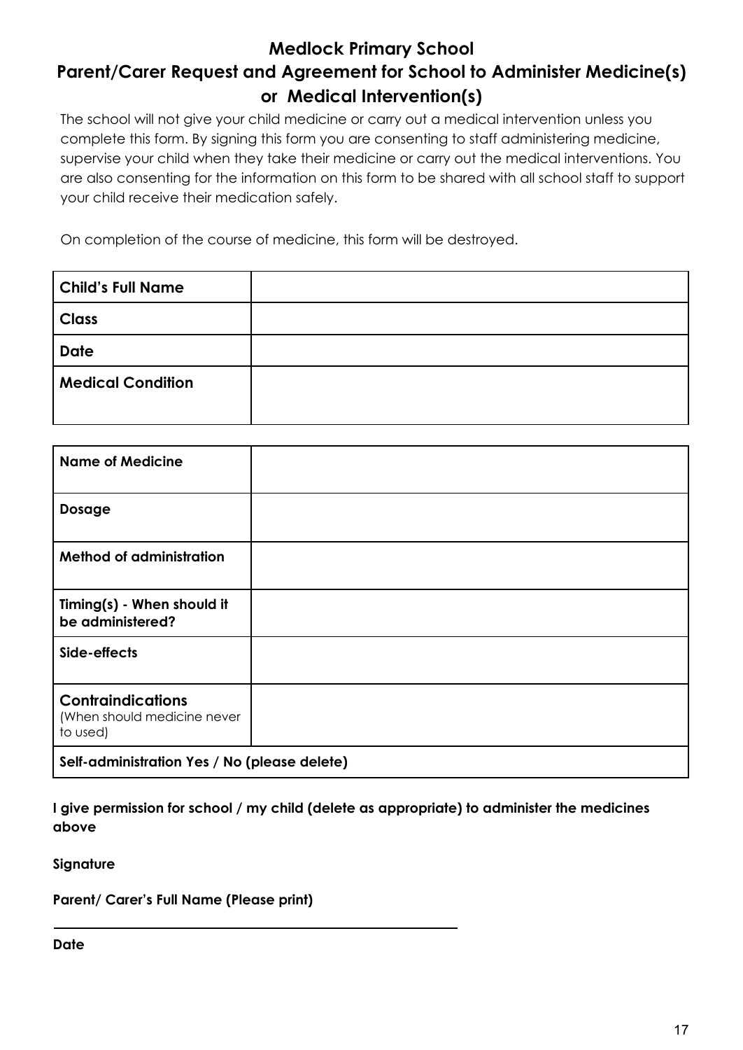## Medlock Primary School

## Parent/Carer Request and Agreement for School to Administer Medicine(s) or Medical Intervention(s)

The school will not give your child medicine or carry out a medical intervention unless you complete this form. By signing this form you are consenting to staff administering medicine, supervise your child when they take their medicine or carry out the medical interventions. You are also consenting for the information on this form to be shared with all school staff to support your child receive their medication safely.

On completion of the course of medicine, this form will be destroyed.

| | |
|---|---|
| **Child's Full Name** | |
| **Class** | |
| **Date** | |
| **Medical Condition** | |

| | |
|---|---|
| **Name of Medicine** | |
| **Dosage** | |
| **Method of administration** | |
| **Timing(s) - When should it be administered?** | |
| **Side-effects** | |
| **Contraindications** (When should medicine never to used) | |
| **Self-administration Yes / No (please delete)** | |

**I give permission for school / my child (delete as appropriate) to administer the medicines above**

**Signature**

**Parent/ Carer's Full Name (Please print)**

______________________________________________

**Date**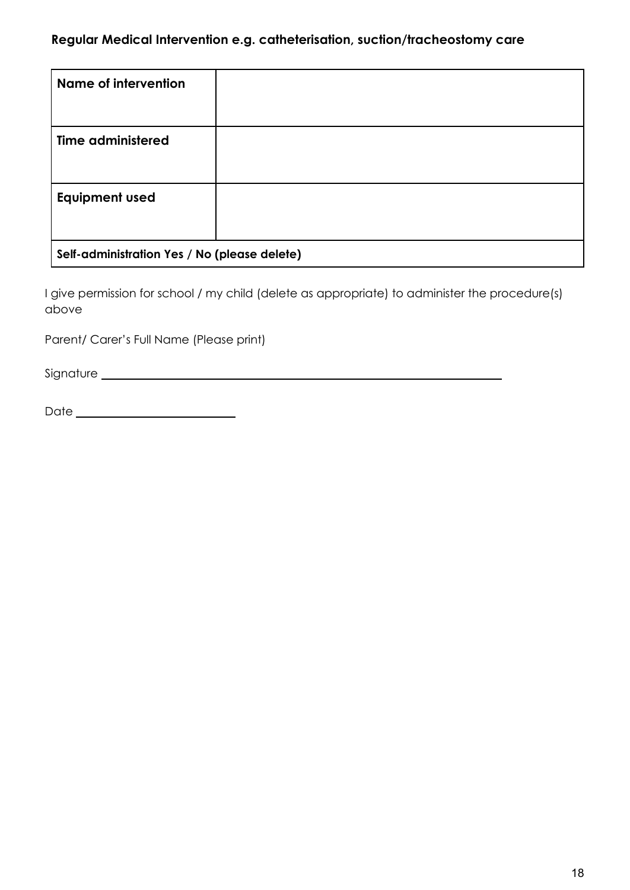### Regular Medical Intervention e.g. catheterisation, suction/tracheostomy care

| **Name of intervention** | |
|---|---|
| **Time administered** | |
| **Equipment used** | |
| **Self-administration Yes / No (please delete)** | |

I give permission for school / my child (delete as appropriate) to administer the procedure(s) above

Parent/ Carer's Full Name (Please print)

Signature ________________________________________________

Date ____________________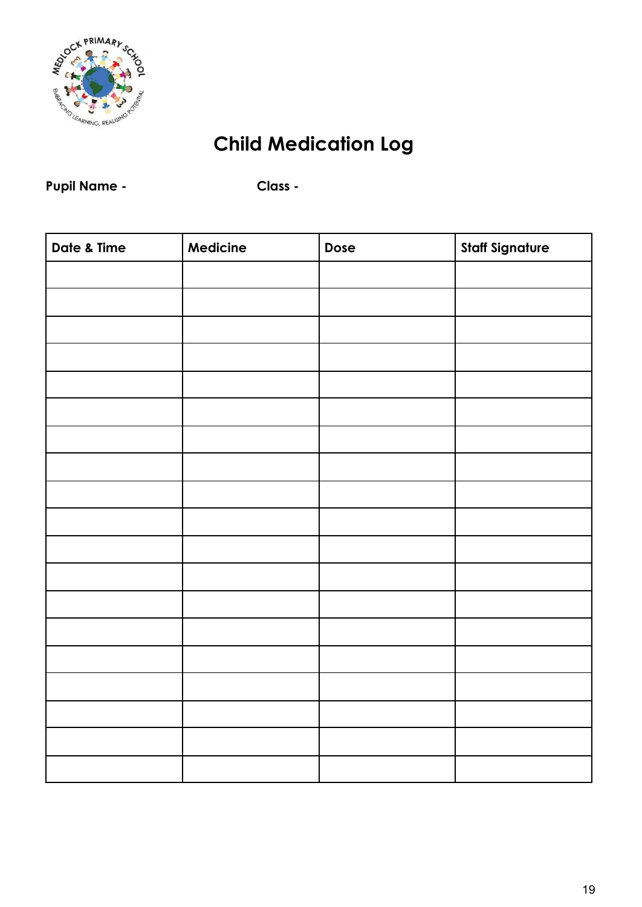# Child Medication Log

**Pupil Name -** **Class -**

| Date & Time | Medicine | Dose | Staff Signature |
|---|---|---|---|
| | | | |
| | | | |
| | | | |
| | | | |
| | | | |
| | | | |
| | | | |
| | | | |
| | | | |
| | | | |
| | | | |
| | | | |
| | | | |
| | | | |
| | | | |
| | | | |
| | | | |
| | | | |
| | | | |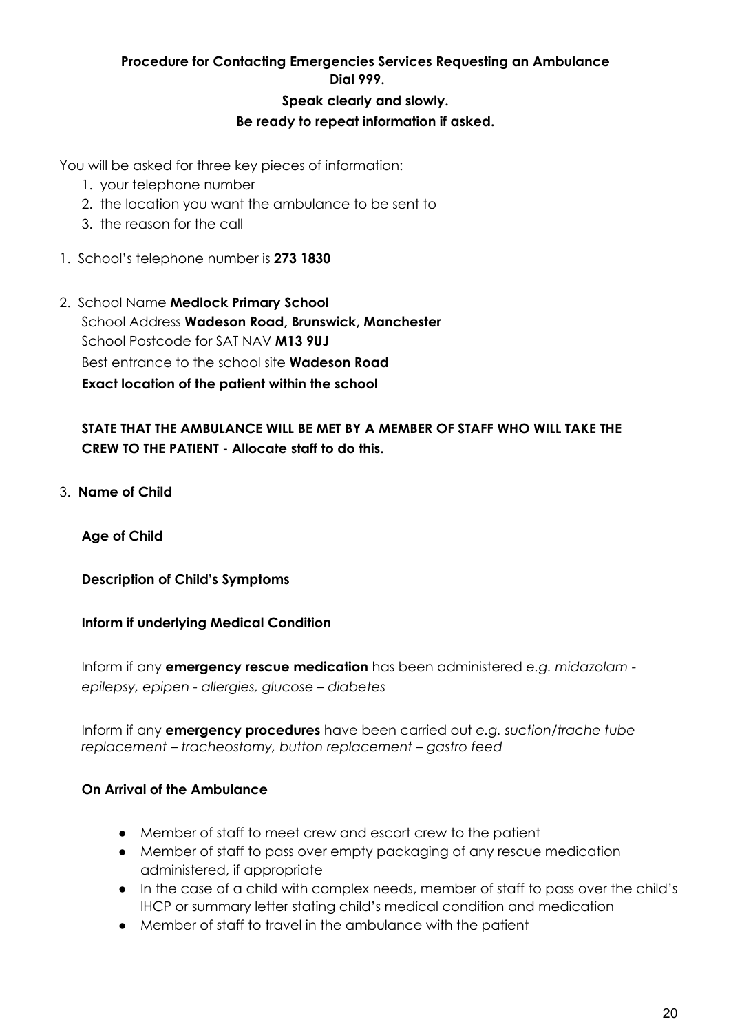**Procedure for Contacting Emergencies Services Requesting an Ambulance**
**Dial 999.**
**Speak clearly and slowly.**
**Be ready to repeat information if asked.**

You will be asked for three key pieces of information:

1. your telephone number
2. the location you want the ambulance to be sent to
3. the reason for the call

1. School's telephone number is **273 1830**

2. School Name **Medlock Primary School**
   School Address **Wadeson Road, Brunswick, Manchester**
   School Postcode for SAT NAV **M13 9UJ**
   Best entrance to the school site **Wadeson Road**
   **Exact location of the patient within the school**

   **STATE THAT THE AMBULANCE WILL BE MET BY A MEMBER OF STAFF WHO WILL TAKE THE CREW TO THE PATIENT - Allocate staff to do this.**

3. **Name of Child**

   **Age of Child**

   **Description of Child's Symptoms**

   **Inform if underlying Medical Condition**

   Inform if any **emergency rescue medication** has been administered *e.g. midazolam - epilepsy, epipen - allergies, glucose – diabetes*

   Inform if any **emergency procedures** have been carried out *e.g. suction/trache tube replacement – tracheostomy, button replacement – gastro feed*

   **On Arrival of the Ambulance**

   - Member of staff to meet crew and escort crew to the patient
   - Member of staff to pass over empty packaging of any rescue medication administered, if appropriate
   - In the case of a child with complex needs, member of staff to pass over the child's IHCP or summary letter stating child's medical condition and medication
   - Member of staff to travel in the ambulance with the patient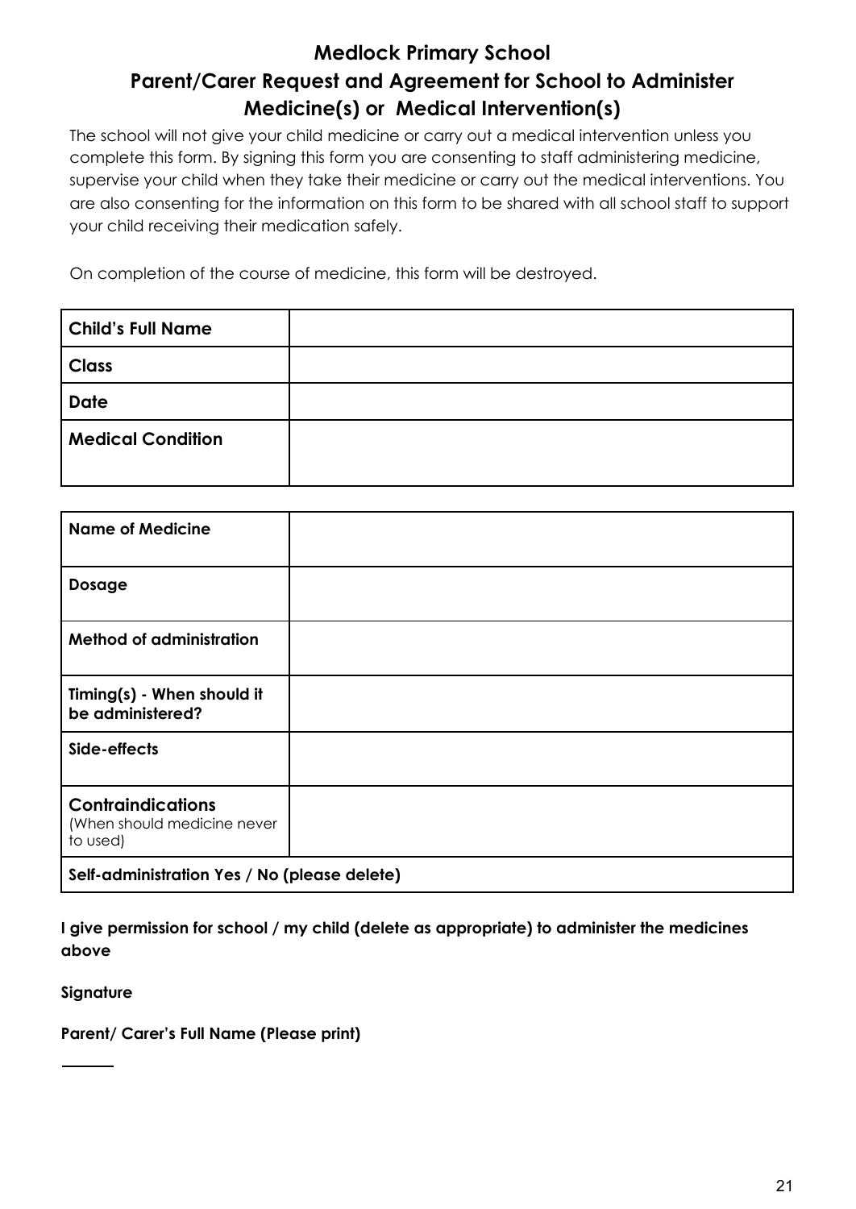# Medlock Primary School
## Parent/Carer Request and Agreement for School to Administer Medicine(s) or Medical Intervention(s)

The school will not give your child medicine or carry out a medical intervention unless you complete this form. By signing this form you are consenting to staff administering medicine, supervise your child when they take their medicine or carry out the medical interventions. You are also consenting for the information on this form to be shared with all school staff to support your child receiving their medication safely.

On completion of the course of medicine, this form will be destroyed.

| **Child's Full Name** | |
|---|---|
| **Class** | |
| **Date** | |
| **Medical Condition** | |

| **Name of Medicine** | |
|---|---|
| **Dosage** | |
| **Method of administration** | |
| **Timing(s) - When should it be administered?** | |
| **Side-effects** | |
| **Contraindications** (When should medicine never to used) | |
| **Self-administration Yes / No (please delete)** | |

**I give permission for school / my child (delete as appropriate) to administer the medicines above**

**Signature**

**Parent/ Carer's Full Name (Please print)**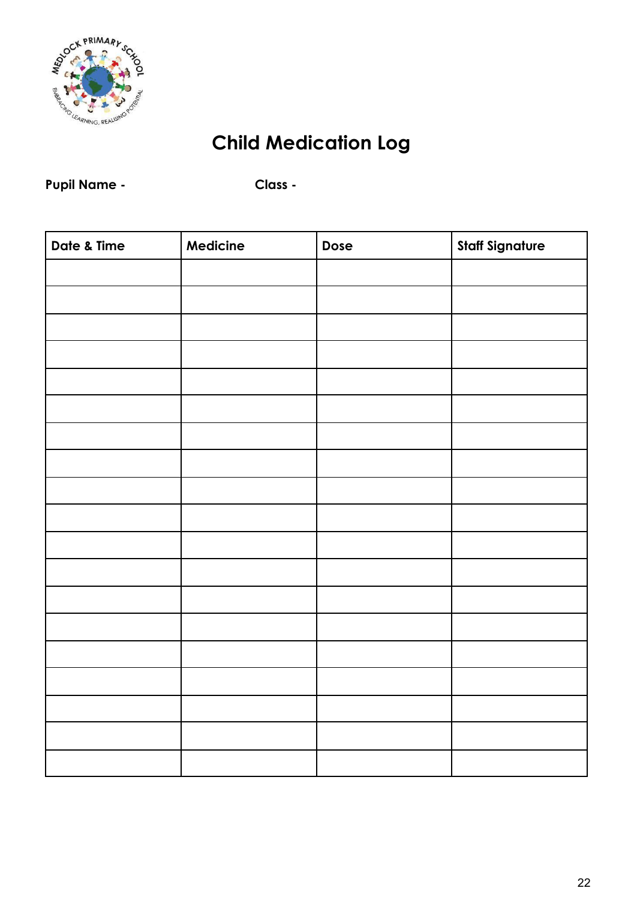# Child Medication Log

**Pupil Name -** **Class -**

| Date & Time | Medicine | Dose | Staff Signature |
|---|---|---|---|
| | | | |
| | | | |
| | | | |
| | | | |
| | | | |
| | | | |
| | | | |
| | | | |
| | | | |
| | | | |
| | | | |
| | | | |
| | | | |
| | | | |
| | | | |
| | | | |
| | | | |
| | | | |
| | | | |